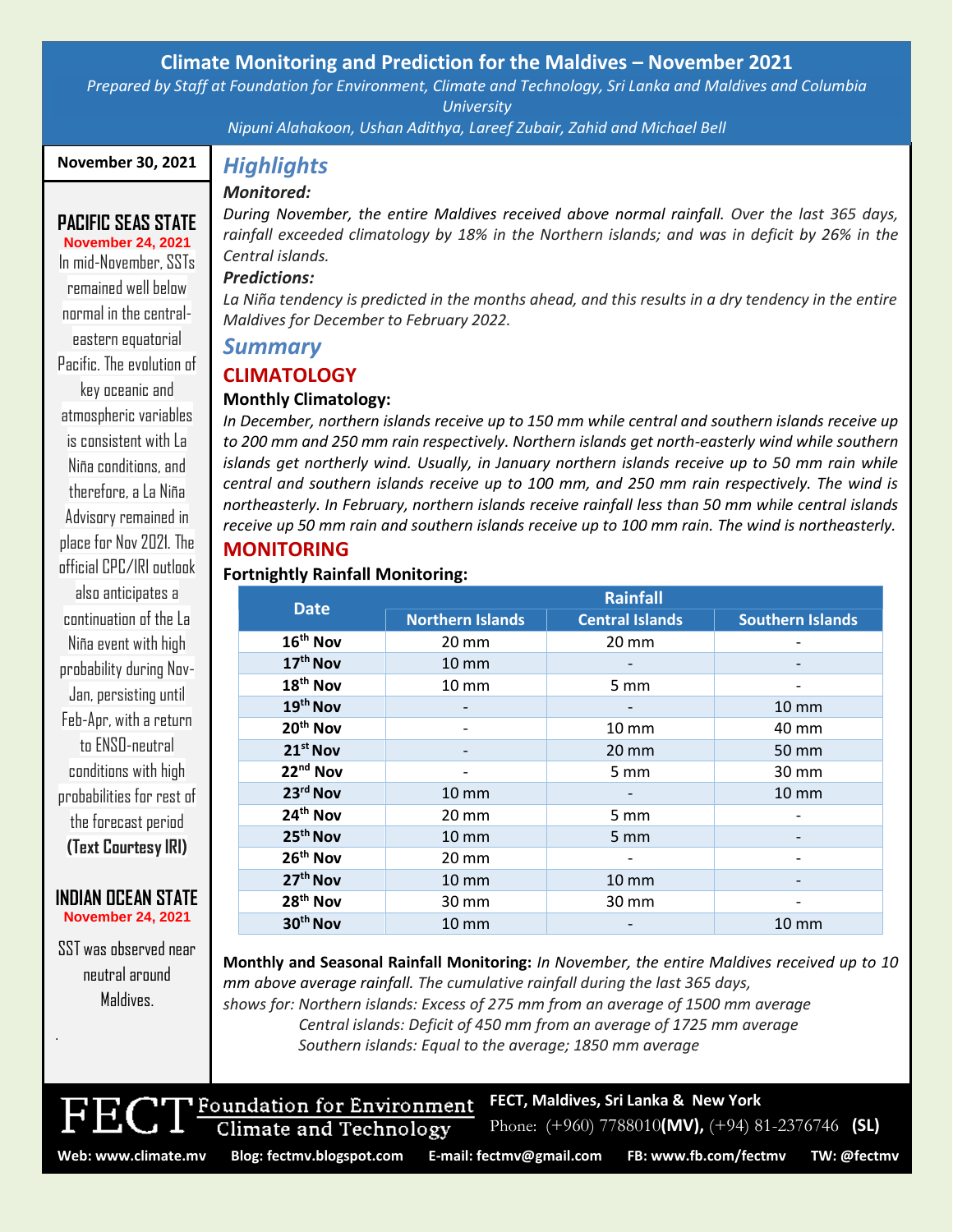# Climate Monitoring and Prediction for the Maldives – November 2021

*Prepared by Staff at Foundation for Environment, Climate and Technology, Sri Lanka and Maldives and Columbia University*

*Nipuni Alahakoon, Ushan Adithya, Lareef Zubair, Zahid and Michael Bell*

**November 30, 2021**

## Highlights

***Monitored:***

*During November, the entire Maldives received above normal rainfall. Over the last 365 days, rainfall exceeded climatology by 18% in the Northern islands; and was in deficit by 26% in the Central islands.*

***Predictions:***

*La Niña tendency is predicted in the months ahead, and this results in a dry tendency in the entire Maldives for December to February 2022.*

## Summary

### CLIMATOLOGY

**Monthly Climatology:**

*In December, northern islands receive up to 150 mm while central and southern islands receive up to 200 mm and 250 mm rain respectively. Northern islands get north-easterly wind while southern islands get northerly wind. Usually, in January northern islands receive up to 50 mm rain while central and southern islands receive up to 100 mm, and 250 mm rain respectively. The wind is northeasterly. In February, northern islands receive rainfall less than 50 mm while central islands receive up 50 mm rain and southern islands receive up to 100 mm rain. The wind is northeasterly.*

### MONITORING

**Fortnightly Rainfall Monitoring:**

| Date | Rainfall | | |
|---|---|---|---|
| | Northern Islands | Central Islands | Southern Islands |
| 16th Nov | 20 mm | 20 mm | - |
| 17th Nov | 10 mm | - | - |
| 18th Nov | 10 mm | 5 mm | - |
| 19th Nov | - | - | 10 mm |
| 20th Nov | - | 10 mm | 40 mm |
| 21st Nov | - | 20 mm | 50 mm |
| 22nd Nov | - | 5 mm | 30 mm |
| 23rd Nov | 10 mm | - | 10 mm |
| 24th Nov | 20 mm | 5 mm | - |
| 25th Nov | 10 mm | 5 mm | - |
| 26th Nov | 20 mm | - | - |
| 27th Nov | 10 mm | 10 mm | - |
| 28th Nov | 30 mm | 30 mm | - |
| 30th Nov | 10 mm | - | 10 mm |

**Monthly and Seasonal Rainfall Monitoring:** *In November, the entire Maldives received up to 10 mm above average rainfall. The cumulative rainfall during the last 365 days, shows for: Northern islands: Excess of 275 mm from an average of 1500 mm average*
*Central islands: Deficit of 450 mm from an average of 1725 mm average*
*Southern islands: Equal to the average; 1850 mm average*

### PACIFIC SEAS STATE

**November 24, 2021**

In mid-November, SSTs remained well below normal in the central-eastern equatorial Pacific. The evolution of key oceanic and atmospheric variables is consistent with La Niña conditions, and therefore, a La Niña Advisory remained in place for Nov 2021. The official CPC/IRI outlook also anticipates a continuation of the La Niña event with high probability during Nov-Jan, persisting until Feb-Apr, with a return to ENSO-neutral conditions with high probabilities for rest of the forecast period **(Text Courtesy IRI)**

### INDIAN OCEAN STATE

**November 24, 2021**

SST was observed near neutral around Maldives.

FECT Foundation for Environment Climate and Technology

**FECT, Maldives, Sri Lanka & New York**

Phone: (+960) 7788010**(MV),** (+94) 81-2376746 **(SL)**

**Web: www.climate.mv** **Blog: fectmv.blogspot.com** **E-mail: fectmv@gmail.com** **FB: www.fb.com/fectmv** **TW: @fectmv**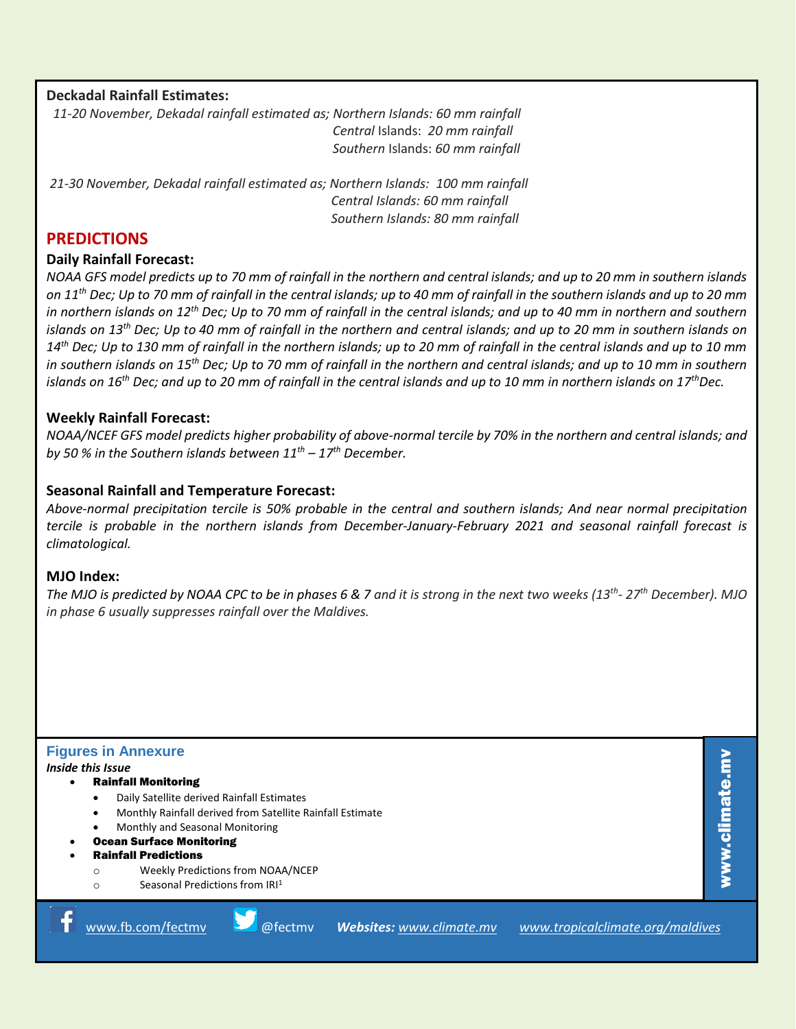**Deckadal Rainfall Estimates:**

*11-20 November, Dekadal rainfall estimated as; Northern Islands: 60 mm rainfall*
*Central* Islands: *20 mm rainfall*
*Southern* Islands: *60 mm rainfall*

*21-30 November, Dekadal rainfall estimated as; Northern Islands: 100 mm rainfall*
*Central Islands: 60 mm rainfall*
*Southern Islands: 80 mm rainfall*

## PREDICTIONS

**Daily Rainfall Forecast:**

*NOAA GFS model predicts up to 70 mm of rainfall in the northern and central islands; and up to 20 mm in southern islands on 11th Dec; Up to 70 mm of rainfall in the central islands; up to 40 mm of rainfall in the southern islands and up to 20 mm in northern islands on 12th Dec; Up to 70 mm of rainfall in the central islands; and up to 40 mm in northern and southern islands on 13th Dec; Up to 40 mm of rainfall in the northern and central islands; and up to 20 mm in southern islands on 14th Dec; Up to 130 mm of rainfall in the northern islands; up to 20 mm of rainfall in the central islands and up to 10 mm in southern islands on 15th Dec; Up to 70 mm of rainfall in the northern and central islands; and up to 10 mm in southern islands on 16th Dec; and up to 20 mm of rainfall in the central islands and up to 10 mm in northern islands on 17thDec.*

**Weekly Rainfall Forecast:**

*NOAA/NCEF GFS model predicts higher probability of above-normal tercile by 70% in the northern and central islands; and by 50 % in the Southern islands between 11th – 17th December.*

**Seasonal Rainfall and Temperature Forecast:**

*Above-normal precipitation tercile is 50% probable in the central and southern islands; And near normal precipitation tercile is probable in the northern islands from December-January-February 2021 and seasonal rainfall forecast is climatological.*

**MJO Index:**

*The MJO is predicted by NOAA CPC to be in phases 6 & 7 and it is strong in the next two weeks (13th- 27th December). MJO in phase 6 usually suppresses rainfall over the Maldives.*

### Figures in Annexure

***Inside this Issue***

- **Rainfall Monitoring**
  - Daily Satellite derived Rainfall Estimates
  - Monthly Rainfall derived from Satellite Rainfall Estimate
  - Monthly and Seasonal Monitoring
- **Ocean Surface Monitoring**
- **Rainfall Predictions**
  - Weekly Predictions from NOAA/NCEP
  - Seasonal Predictions from IRI[1]

www.climate.mv

www.fb.com/fectmv @fectmv ***Websites:*** www.climate.mv www.tropicalclimate.org/maldives